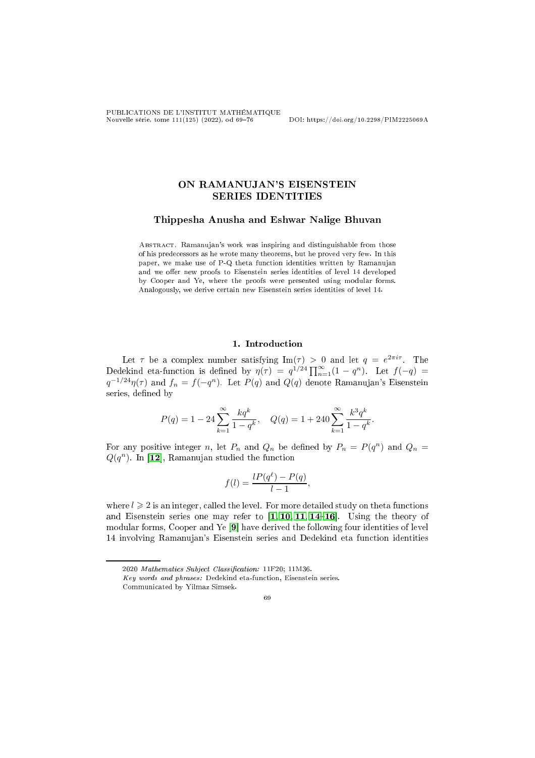# ON RAMANUJAN'S EISENSTEIN SERIES IDENTITIES

### Thippesha Anusha and Eshwar Nalige Bhuvan

Abstract. Ramanujan's work was inspiring and distinguishable from those of his predecessors as he wrote many theorems, but he proved very few. In this paper, we make use of P-Q theta function identities written by Ramanujan and we offer new proofs to Eisenstein series identities of level 14 developed by Cooper and Ye, where the proofs were presented using modular forms. Analogously, we derive certain new Eisenstein series identities of level 14.

## 1. Introduction

Let $\tau$ be a complex number satisfying $\mathrm{Im}(\tau) > 0$ and let $q = e^{2\pi i\tau}$. The Dedekind eta-function is defined by $\eta(\tau) = q^{1/24}\prod_{n=1}^{\infty}(1-q^n)$. Let $f(-q) = q^{-1/24}\eta(\tau)$ and $f_n = f(-q^n)$. Let $P(q)$ and $Q(q)$ denote Ramanujan's Eisenstein series, defined by

$$P(q) = 1 - 24\sum_{k=1}^{\infty}\frac{kq^k}{1-q^k}, \quad Q(q) = 1 + 240\sum_{k=1}^{\infty}\frac{k^3q^k}{1-q^k}.$$

For any positive integer $n$, let $P_n$ and $Q_n$ be defined by $P_n = P(q^n)$ and $Q_n = Q(q^n)$. In [12], Ramanujan studied the function

$$f(l) = \frac{lP(q^\ell) - P(q)}{l-1},$$

where $l \geqslant 2$ is an integer, called the level. For more detailed study on theta functions and Eisenstein series one may refer to [1, 10, 11, 14–16]. Using the theory of modular forms, Cooper and Ye [9] have derived the following four identities of level 14 involving Ramanujan's Eisenstein series and Dedekind eta function identities

2020 *Mathematics Subject Classification:* 11F20; 11M36.

*Key words and phrases:* Dedekind eta-function, Eisenstein series.

Communicated by Yilmaz Simsek.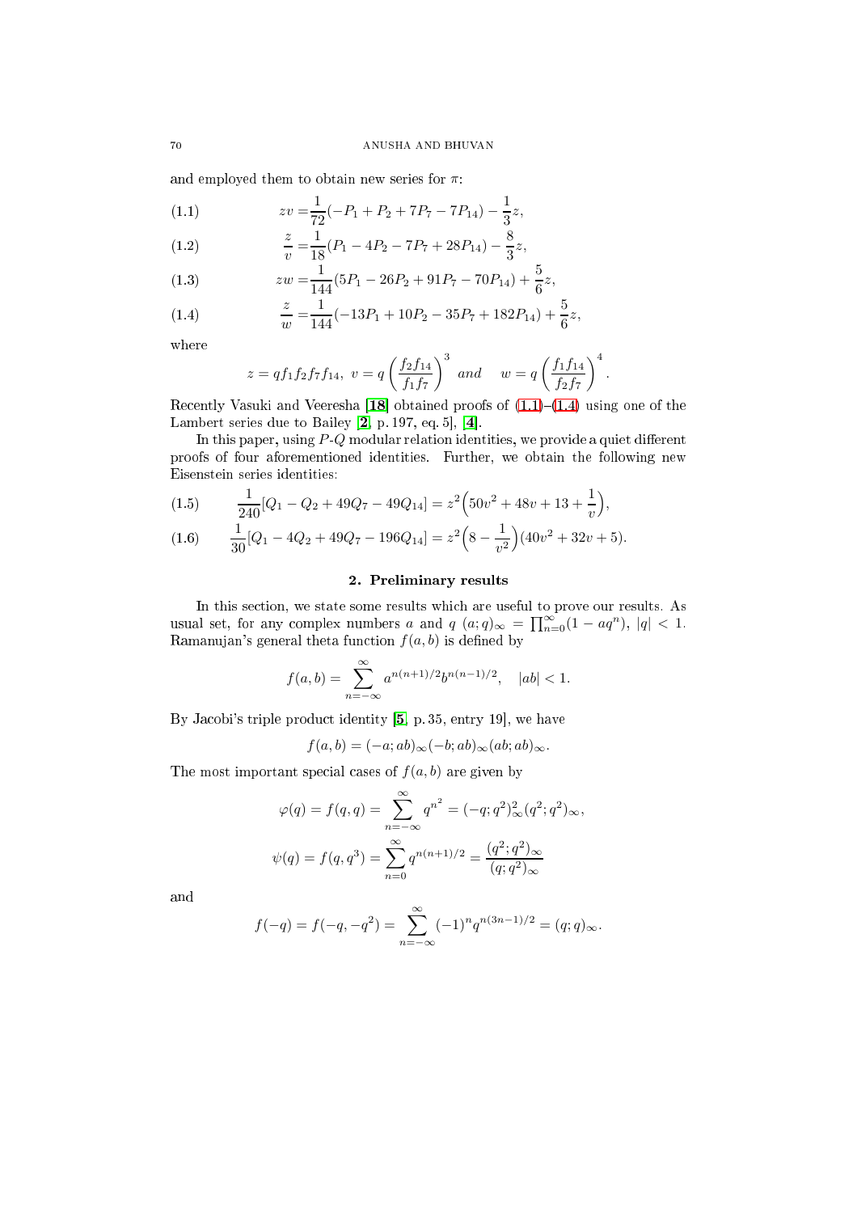and employed them to obtain new series for $\pi$:

$$zv = \frac{1}{72}(-P_1 + P_2 + 7P_7 - 7P_{14}) - \frac{1}{3}z, \tag{1.1}$$

$$\frac{z}{v} = \frac{1}{18}(P_1 - 4P_2 - 7P_7 + 28P_{14}) - \frac{8}{3}z, \tag{1.2}$$

$$zw = \frac{1}{144}(5P_1 - 26P_2 + 91P_7 - 70P_{14}) + \frac{5}{6}z, \tag{1.3}$$

$$\frac{z}{w} = \frac{1}{144}(-13P_1 + 10P_2 - 35P_7 + 182P_{14}) + \frac{5}{6}z, \tag{1.4}$$

where

$$z = qf_1f_2f_7f_{14},\ v = q\left(\frac{f_2f_{14}}{f_1f_7}\right)^3 \quad and \quad w = q\left(\frac{f_1f_{14}}{f_2f_7}\right)^4.$$

Recently Vasuki and Veeresha [18] obtained proofs of (1.1)–(1.4) using one of the Lambert series due to Bailey [2, p. 197, eq. 5], [4].

In this paper, using $P$-$Q$ modular relation identities, we provide a quiet different proofs of four aforementioned identities. Further, we obtain the following new Eisenstein series identities:

$$\frac{1}{240}[Q_1 - Q_2 + 49Q_7 - 49Q_{14}] = z^2\Big(50v^2 + 48v + 13 + \frac{1}{v}\Big), \tag{1.5}$$

$$\frac{1}{30}[Q_1 - 4Q_2 + 49Q_7 - 196Q_{14}] = z^2\Big(8 - \frac{1}{v^2}\Big)(40v^2 + 32v + 5). \tag{1.6}$$

## 2. Preliminary results

In this section, we state some results which are useful to prove our results. As usual set, for any complex numbers $a$ and $q$ $(a;q)_\infty = \prod_{n=0}^{\infty}(1 - aq^n)$, $|q| < 1$. Ramanujan's general theta function $f(a,b)$ is defined by

$$f(a,b) = \sum_{n=-\infty}^{\infty} a^{n(n+1)/2}b^{n(n-1)/2}, \quad |ab| < 1.$$

By Jacobi's triple product identity [5, p. 35, entry 19], we have

$$f(a,b) = (-a;ab)_\infty(-b;ab)_\infty(ab;ab)_\infty.$$

The most important special cases of $f(a,b)$ are given by

$$\varphi(q) = f(q,q) = \sum_{n=-\infty}^{\infty} q^{n^2} = (-q;q^2)_\infty^2(q^2;q^2)_\infty,$$

$$\psi(q) = f(q,q^3) = \sum_{n=0}^{\infty} q^{n(n+1)/2} = \frac{(q^2;q^2)_\infty}{(q;q^2)_\infty}$$

and

$$f(-q) = f(-q,-q^2) = \sum_{n=-\infty}^{\infty} (-1)^n q^{n(3n-1)/2} = (q;q)_\infty.$$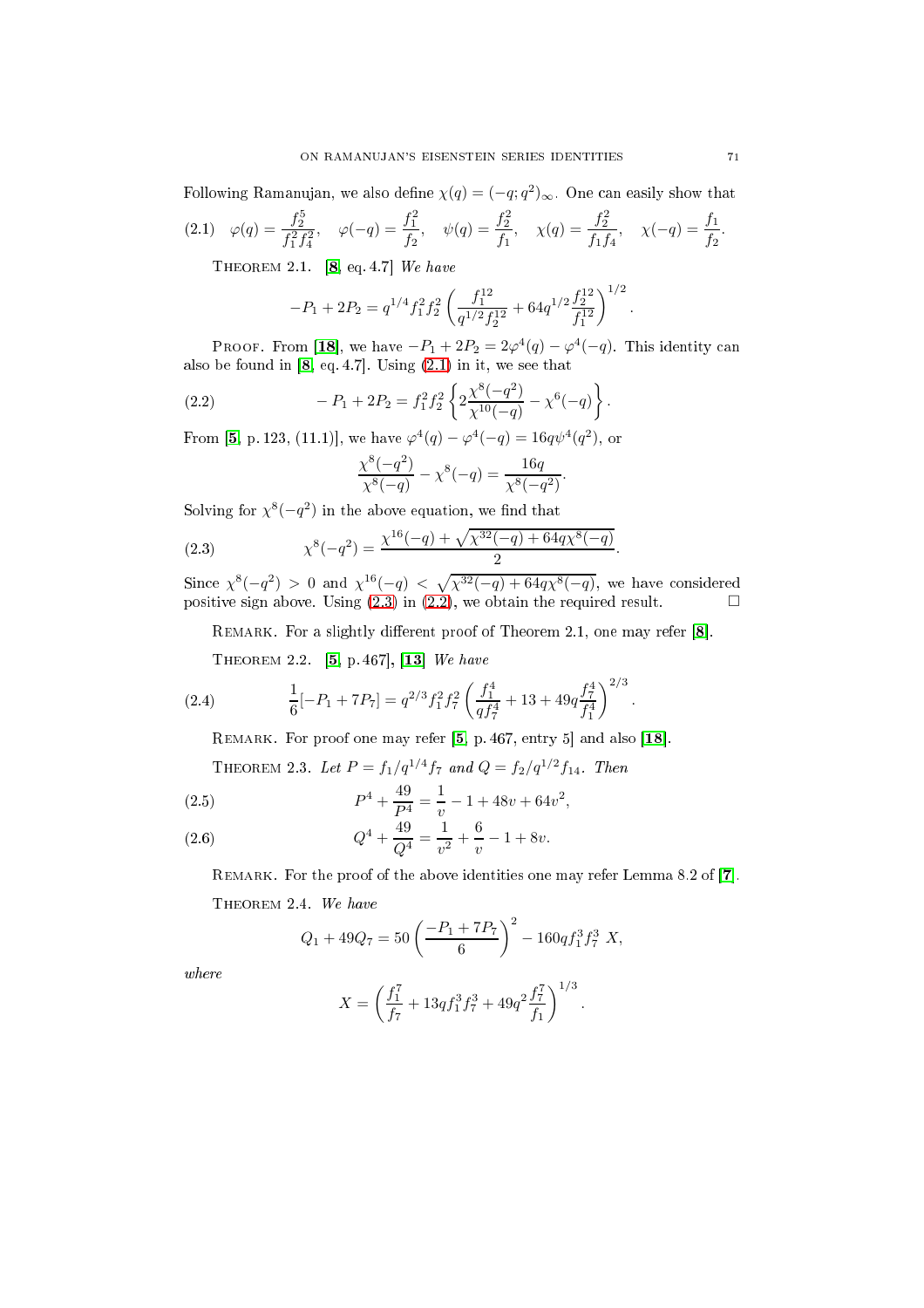Following Ramanujan, we also define $\chi(q) = (-q; q^2)_\infty$. One can easily show that

$$\varphi(q) = \frac{f_2^5}{f_1^2 f_4^2}, \quad \varphi(-q) = \frac{f_1^2}{f_2}, \quad \psi(q) = \frac{f_2^2}{f_1}, \quad \chi(q) = \frac{f_2^2}{f_1 f_4}, \quad \chi(-q) = \frac{f_1}{f_2}. \tag{2.1}$$

Theorem 2.1. [**8**, eq. 4.7] *We have*

$$-P_1 + 2P_2 = q^{1/4} f_1^2 f_2^2 \left( \frac{f_1^{12}}{q^{1/2} f_2^{12}} + 64 q^{1/2} \frac{f_2^{12}}{f_1^{12}} \right)^{1/2}.$$

Proof. From [**18**], we have $-P_1 + 2P_2 = 2\varphi^4(q) - \varphi^4(-q)$. This identity can also be found in [**8**, eq. 4.7]. Using (2.1) in it, we see that

$$-P_1 + 2P_2 = f_1^2 f_2^2 \left\{ 2\frac{\chi^8(-q^2)}{\chi^{10}(-q)} - \chi^6(-q) \right\}. \tag{2.2}$$

From [**5**, p. 123, (11.1)], we have $\varphi^4(q) - \varphi^4(-q) = 16q\psi^4(q^2)$, or

$$\frac{\chi^8(-q^2)}{\chi^8(-q)} - \chi^8(-q) = \frac{16q}{\chi^8(-q^2)}.$$

Solving for $\chi^8(-q^2)$ in the above equation, we find that

$$\chi^8(-q^2) = \frac{\chi^{16}(-q) + \sqrt{\chi^{32}(-q) + 64q\chi^8(-q)}}{2}. \tag{2.3}$$

Since $\chi^8(-q^2) > 0$ and $\chi^{16}(-q) < \sqrt{\chi^{32}(-q) + 64q\chi^8(-q)}$, we have considered positive sign above. Using (2.3) in (2.2), we obtain the required result. $\square$

Remark. For a slightly different proof of Theorem 2.1, one may refer [**8**].

Theorem 2.2. [**5**, p. 467], [**13**] *We have*

$$\frac{1}{6}[-P_1 + 7P_7] = q^{2/3} f_1^2 f_7^2 \left( \frac{f_1^4}{q f_7^4} + 13 + 49q \frac{f_7^4}{f_1^4} \right)^{2/3}. \tag{2.4}$$

Remark. For proof one may refer [**5**, p. 467, entry 5] and also [**18**].

Theorem 2.3. *Let $P = f_1/q^{1/4} f_7$ and $Q = f_2/q^{1/2} f_{14}$. Then*

$$P^4 + \frac{49}{P^4} = \frac{1}{v} - 1 + 48v + 64v^2, \tag{2.5}$$

$$Q^4 + \frac{49}{Q^4} = \frac{1}{v^2} + \frac{6}{v} - 1 + 8v. \tag{2.6}$$

Remark. For the proof of the above identities one may refer Lemma 8.2 of [**7**].

Theorem 2.4. *We have*

$$Q_1 + 49Q_7 = 50 \left( \frac{-P_1 + 7P_7}{6} \right)^2 - 160 q f_1^3 f_7^3 \, X,$$

*where*

$$X = \left( \frac{f_1^7}{f_7} + 13 q f_1^3 f_7^3 + 49 q^2 \frac{f_7^7}{f_1} \right)^{1/3}.$$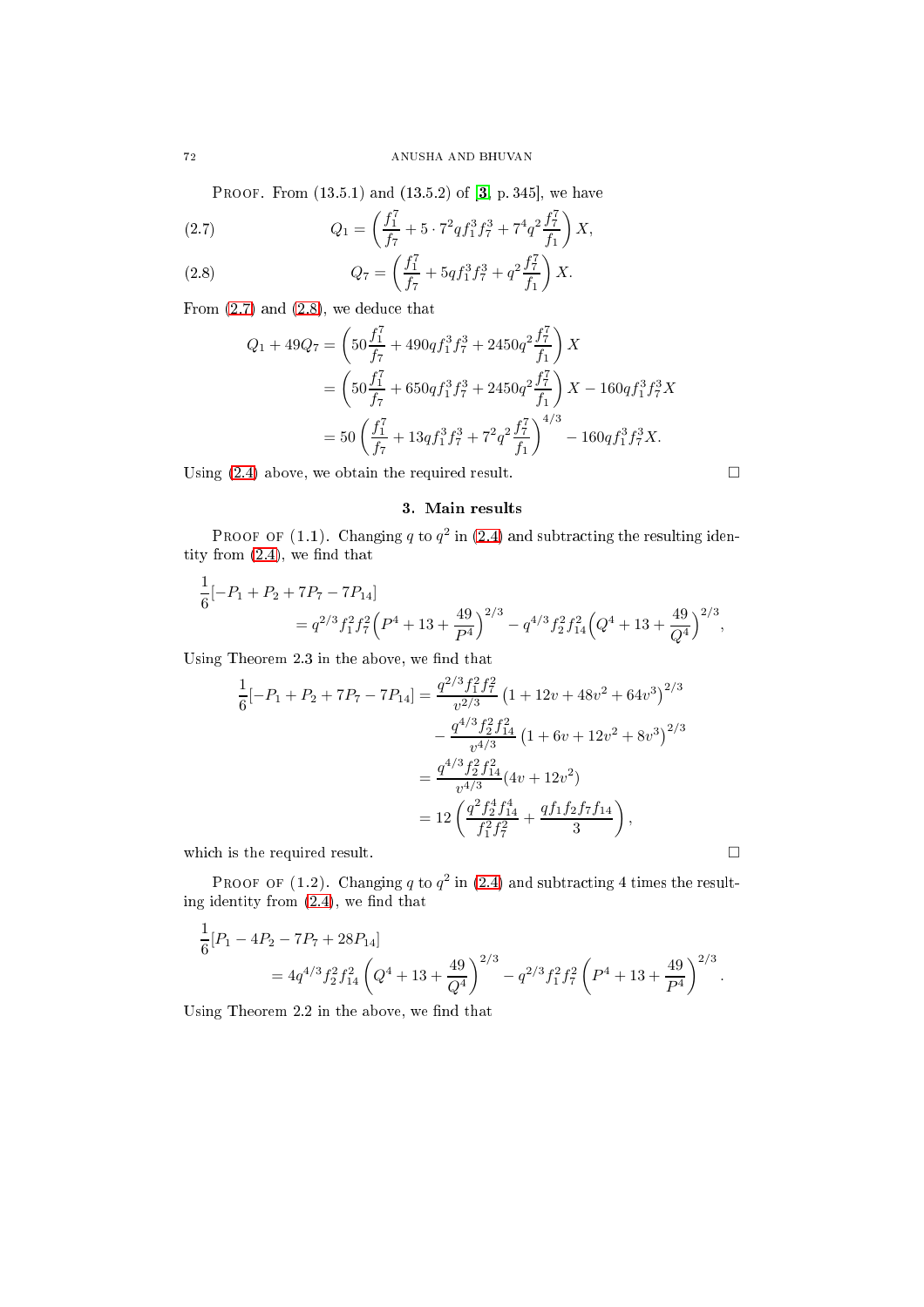Proof. From (13.5.1) and (13.5.2) of [3, p. 345], we have

$$Q_1 = \left(\frac{f_1^7}{f_7} + 5\cdot 7^2 q f_1^3 f_7^3 + 7^4 q^2 \frac{f_7^7}{f_1}\right) X, \tag{2.7}$$

$$Q_7 = \left(\frac{f_1^7}{f_7} + 5 q f_1^3 f_7^3 + q^2 \frac{f_7^7}{f_1}\right) X. \tag{2.8}$$

From (2.7) and (2.8), we deduce that

$$\begin{aligned}
Q_1 + 49Q_7 &= \left(50\frac{f_1^7}{f_7} + 490 q f_1^3 f_7^3 + 2450 q^2 \frac{f_7^7}{f_1}\right) X \\
&= \left(50\frac{f_1^7}{f_7} + 650 q f_1^3 f_7^3 + 2450 q^2 \frac{f_7^7}{f_1}\right) X - 160 q f_1^3 f_7^3 X \\
&= 50\left(\frac{f_1^7}{f_7} + 13 q f_1^3 f_7^3 + 7^2 q^2 \frac{f_7^7}{f_1}\right)^{4/3} - 160 q f_1^3 f_7^3 X.
\end{aligned}$$

Using (2.4) above, we obtain the required result. $\square$

## 3. Main results

Proof of (1.1). Changing $q$ to $q^2$ in (2.4) and subtracting the resulting identity from (2.4), we find that

$$\frac{1}{6}[-P_1 + P_2 + 7P_7 - 7P_{14}] = q^{2/3} f_1^2 f_7^2 \Big(P^4 + 13 + \frac{49}{P^4}\Big)^{2/3} - q^{4/3} f_2^2 f_{14}^2 \Big(Q^4 + 13 + \frac{49}{Q^4}\Big)^{2/3},$$

Using Theorem 2.3 in the above, we find that

$$\begin{aligned}
\frac{1}{6}[-P_1 + P_2 + 7P_7 - 7P_{14}] &= \frac{q^{2/3} f_1^2 f_7^2}{v^{2/3}}\left(1 + 12v + 48v^2 + 64v^3\right)^{2/3} \\
&\quad - \frac{q^{4/3} f_2^2 f_{14}^2}{v^{4/3}}\left(1 + 6v + 12v^2 + 8v^3\right)^{2/3} \\
&= \frac{q^{4/3} f_2^2 f_{14}^2}{v^{4/3}}(4v + 12v^2) \\
&= 12\left(\frac{q^2 f_2^4 f_{14}^4}{f_1^2 f_7^2} + \frac{q f_1 f_2 f_7 f_{14}}{3}\right),
\end{aligned}$$

which is the required result. $\square$

Proof of (1.2). Changing $q$ to $q^2$ in (2.4) and subtracting 4 times the resulting identity from (2.4), we find that

$$\frac{1}{6}[P_1 - 4P_2 - 7P_7 + 28P_{14}] = 4q^{4/3} f_2^2 f_{14}^2 \left(Q^4 + 13 + \frac{49}{Q^4}\right)^{2/3} - q^{2/3} f_1^2 f_7^2 \left(P^4 + 13 + \frac{49}{P^4}\right)^{2/3}.$$

Using Theorem 2.2 in the above, we find that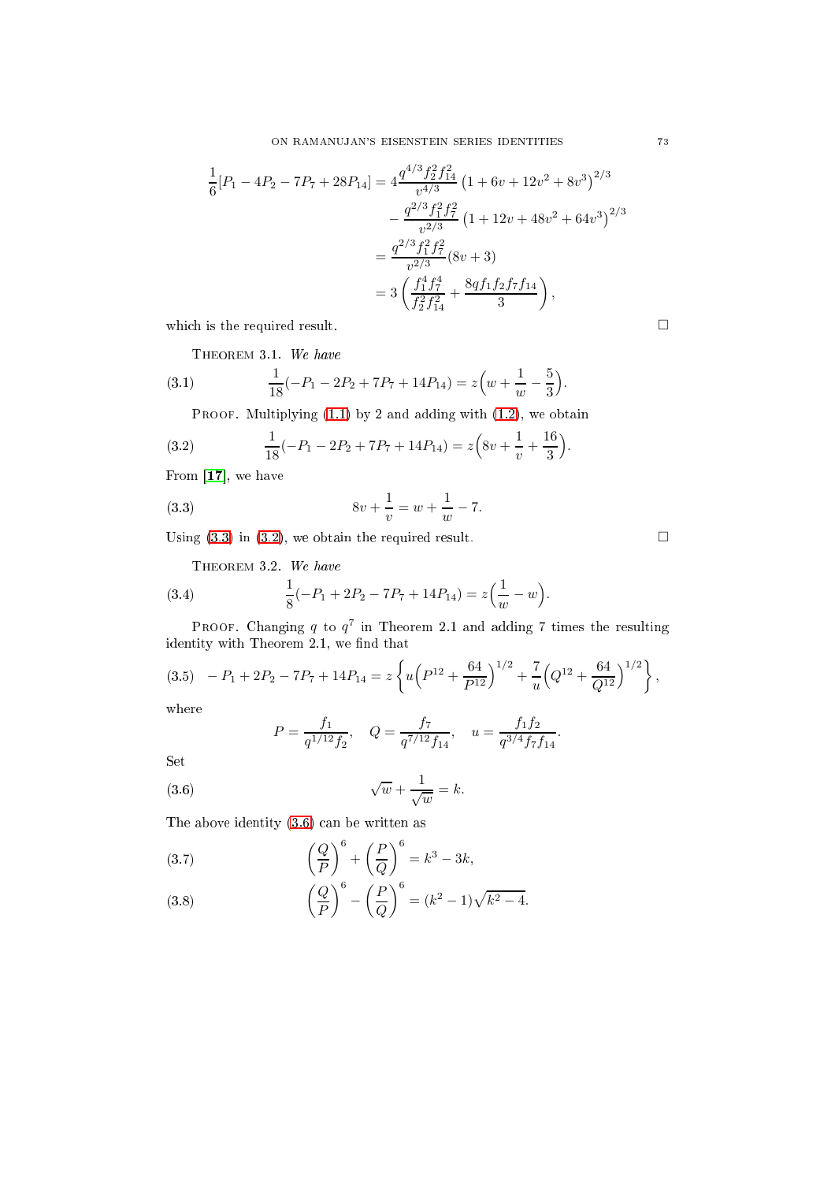$$
\begin{aligned}
\frac{1}{6}[P_1 - 4P_2 - 7P_7 + 28P_{14}] &= 4\frac{q^{4/3} f_2^2 f_{14}^2}{v^{4/3}} \left(1 + 6v + 12v^2 + 8v^3\right)^{2/3} \\
&\quad - \frac{q^{2/3} f_1^2 f_7^2}{v^{2/3}} \left(1 + 12v + 48v^2 + 64v^3\right)^{2/3} \\
&= \frac{q^{2/3} f_1^2 f_7^2}{v^{2/3}} (8v + 3) \\
&= 3\left(\frac{f_1^4 f_7^4}{f_2^2 f_{14}^2} + \frac{8q f_1 f_2 f_7 f_{14}}{3}\right),
\end{aligned}
$$

which is the required result. □

**Theorem 3.1.** *We have*

$$
\frac{1}{18}(-P_1 - 2P_2 + 7P_7 + 14P_{14}) = z\Big(w + \frac{1}{w} - \frac{5}{3}\Big). \tag{3.1}
$$

Proof. Multiplying (1.1) by 2 and adding with (1.2), we obtain

$$
\frac{1}{18}(-P_1 - 2P_2 + 7P_7 + 14P_{14}) = z\Big(8v + \frac{1}{v} + \frac{16}{3}\Big). \tag{3.2}
$$

From [17], we have

$$
8v + \frac{1}{v} = w + \frac{1}{w} - 7. \tag{3.3}
$$

Using (3.3) in (3.2), we obtain the required result. □

**Theorem 3.2.** *We have*

$$
\frac{1}{8}(-P_1 + 2P_2 - 7P_7 + 14P_{14}) = z\Big(\frac{1}{w} - w\Big). \tag{3.4}
$$

Proof. Changing $q$ to $q^7$ in Theorem 2.1 and adding 7 times the resulting identity with Theorem 2.1, we find that

$$
-P_1 + 2P_2 - 7P_7 + 14P_{14} = z\left\{u\Big(P^{12} + \frac{64}{P^{12}}\Big)^{1/2} + \frac{7}{u}\Big(Q^{12} + \frac{64}{Q^{12}}\Big)^{1/2}\right\}, \tag{3.5}
$$

where

$$
P = \frac{f_1}{q^{1/12} f_2}, \quad Q = \frac{f_7}{q^{7/12} f_{14}}, \quad u = \frac{f_1 f_2}{q^{3/4} f_7 f_{14}}.
$$

Set

$$
\sqrt{w} + \frac{1}{\sqrt{w}} = k. \tag{3.6}
$$

The above identity (3.6) can be written as

$$
\left(\frac{Q}{P}\right)^6 + \left(\frac{P}{Q}\right)^6 = k^3 - 3k, \tag{3.7}
$$

$$
\left(\frac{Q}{P}\right)^6 - \left(\frac{P}{Q}\right)^6 = (k^2 - 1)\sqrt{k^2 - 4}. \tag{3.8}
$$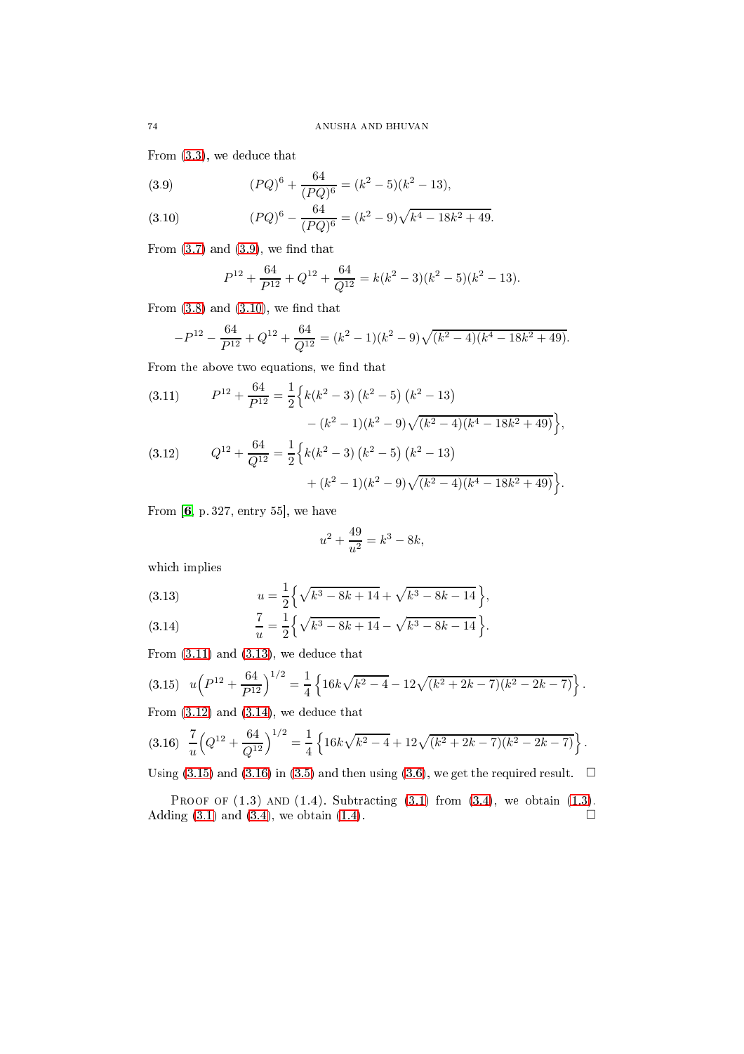From (3.3), we deduce that

$$(PQ)^6 + \frac{64}{(PQ)^6} = (k^2-5)(k^2-13), \tag{3.9}$$

$$(PQ)^6 - \frac{64}{(PQ)^6} = (k^2-9)\sqrt{k^4-18k^2+49}. \tag{3.10}$$

From (3.7) and (3.9), we find that

$$P^{12} + \frac{64}{P^{12}} + Q^{12} + \frac{64}{Q^{12}} = k(k^2-3)(k^2-5)(k^2-13).$$

From (3.8) and (3.10), we find that

$$-P^{12} - \frac{64}{P^{12}} + Q^{12} + \frac{64}{Q^{12}} = (k^2-1)(k^2-9)\sqrt{(k^2-4)(k^4-18k^2+49)}.$$

From the above two equations, we find that

$$P^{12} + \frac{64}{P^{12}} = \frac{1}{2}\Big\{k(k^2-3)\left(k^2-5\right)\left(k^2-13\right) - (k^2-1)(k^2-9)\sqrt{(k^2-4)(k^4-18k^2+49)}\Big\}, \tag{3.11}$$

$$Q^{12} + \frac{64}{Q^{12}} = \frac{1}{2}\Big\{k(k^2-3)\left(k^2-5\right)\left(k^2-13\right) + (k^2-1)(k^2-9)\sqrt{(k^2-4)(k^4-18k^2+49)}\Big\}. \tag{3.12}$$

From [6, p. 327, entry 55], we have

$$u^2 + \frac{49}{u^2} = k^3 - 8k,$$

which implies

$$u = \frac{1}{2}\Big\{\sqrt{k^3-8k+14} + \sqrt{k^3-8k-14}\Big\}, \tag{3.13}$$

$$\frac{7}{u} = \frac{1}{2}\Big\{\sqrt{k^3-8k+14} - \sqrt{k^3-8k-14}\Big\}. \tag{3.14}$$

From (3.11) and (3.13), we deduce that

$$u\Big(P^{12} + \frac{64}{P^{12}}\Big)^{1/2} = \frac{1}{4}\left\{16k\sqrt{k^2-4} - 12\sqrt{(k^2+2k-7)(k^2-2k-7)}\right\}. \tag{3.15}$$

From (3.12) and (3.14), we deduce that

$$\frac{7}{u}\Big(Q^{12} + \frac{64}{Q^{12}}\Big)^{1/2} = \frac{1}{4}\left\{16k\sqrt{k^2-4} + 12\sqrt{(k^2+2k-7)(k^2-2k-7)}\right\}. \tag{3.16}$$

Using (3.15) and (3.16) in (3.5) and then using (3.6), we get the required result. □

Proof of (1.3) and (1.4). Subtracting (3.1) from (3.4), we obtain (1.3). Adding (3.1) and (3.4), we obtain (1.4). □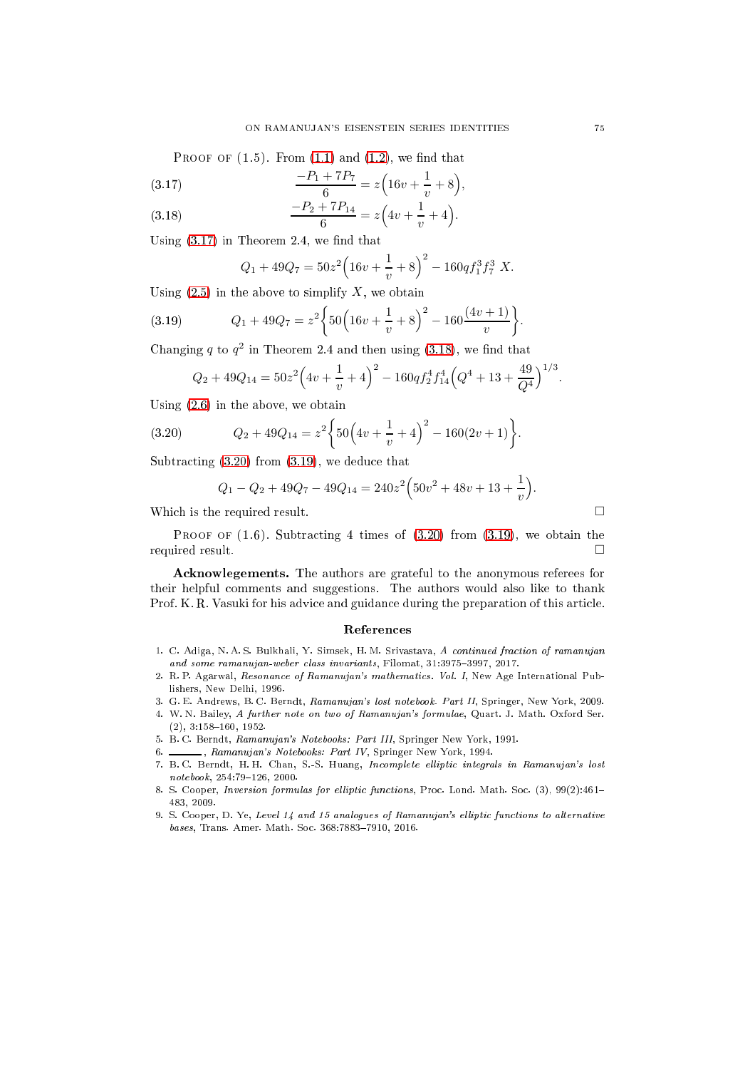Proof of (1.5). From (1.1) and (1.2), we find that

$$\frac{-P_1+7P_7}{6}=z\Big(16v+\frac{1}{v}+8\Big), \tag{3.17}$$

$$\frac{-P_2+7P_{14}}{6}=z\Big(4v+\frac{1}{v}+4\Big). \tag{3.18}$$

Using (3.17) in Theorem 2.4, we find that

$$Q_1+49Q_7=50z^2\Big(16v+\frac{1}{v}+8\Big)^2-160qf_1^3f_7^3\ X.$$

Using (2.5) in the above to simplify $X$, we obtain

$$Q_1+49Q_7=z^2\bigg\{50\Big(16v+\frac{1}{v}+8\Big)^2-160\frac{(4v+1)}{v}\bigg\}. \tag{3.19}$$

Changing $q$ to $q^2$ in Theorem 2.4 and then using (3.18), we find that

$$Q_2+49Q_{14}=50z^2\Big(4v+\frac{1}{v}+4\Big)^2-160qf_2^4f_{14}^4\Big(Q^4+13+\frac{49}{Q^4}\Big)^{1/3}.$$

Using (2.6) in the above, we obtain

$$Q_2+49Q_{14}=z^2\bigg\{50\Big(4v+\frac{1}{v}+4\Big)^2-160(2v+1)\bigg\}. \tag{3.20}$$

Subtracting (3.20) from (3.19), we deduce that

$$Q_1-Q_2+49Q_7-49Q_{14}=240z^2\Big(50v^2+48v+13+\frac{1}{v}\Big).$$

Which is the required result. □

Proof of (1.6). Subtracting 4 times of (3.20) from (3.19), we obtain the required result. □

**Acknowlegements.** The authors are grateful to the anonymous referees for their helpful comments and suggestions. The authors would also like to thank Prof. K. R. Vasuki for his advice and guidance during the preparation of this article.

## References

1. C. Adiga, N. A. S. Bulkhali, Y. Simsek, H. M. Srivastava, *A continued fraction of ramanujan and some ramanujan-weber class invariants*, Filomat, 31:3975–3997, 2017.
2. R. P. Agarwal, *Resonance of Ramanujan's mathematics. Vol. I*, New Age International Publishers, New Delhi, 1996.
3. G. E. Andrews, B. C. Berndt, *Ramanujan's lost notebook. Part II*, Springer, New York, 2009.
4. W. N. Bailey, *A further note on two of Ramanujan's formulae*, Quart. J. Math. Oxford Ser. (2), 3:158–160, 1952.
5. B. C. Berndt, *Ramanujan's Notebooks: Part III*, Springer New York, 1991.
6. ———, *Ramanujan's Notebooks: Part IV*, Springer New York, 1994.
7. B. C. Berndt, H. H. Chan, S.-S. Huang, *Incomplete elliptic integrals in Ramanujan's lost notebook*, 254:79–126, 2000.
8. S. Cooper, *Inversion formulas for elliptic functions*, Proc. Lond. Math. Soc. (3), 99(2):461–483, 2009.
9. S. Cooper, D. Ye, *Level 14 and 15 analogues of Ramanujan's elliptic functions to alternative bases*, Trans. Amer. Math. Soc. 368:7883–7910, 2016.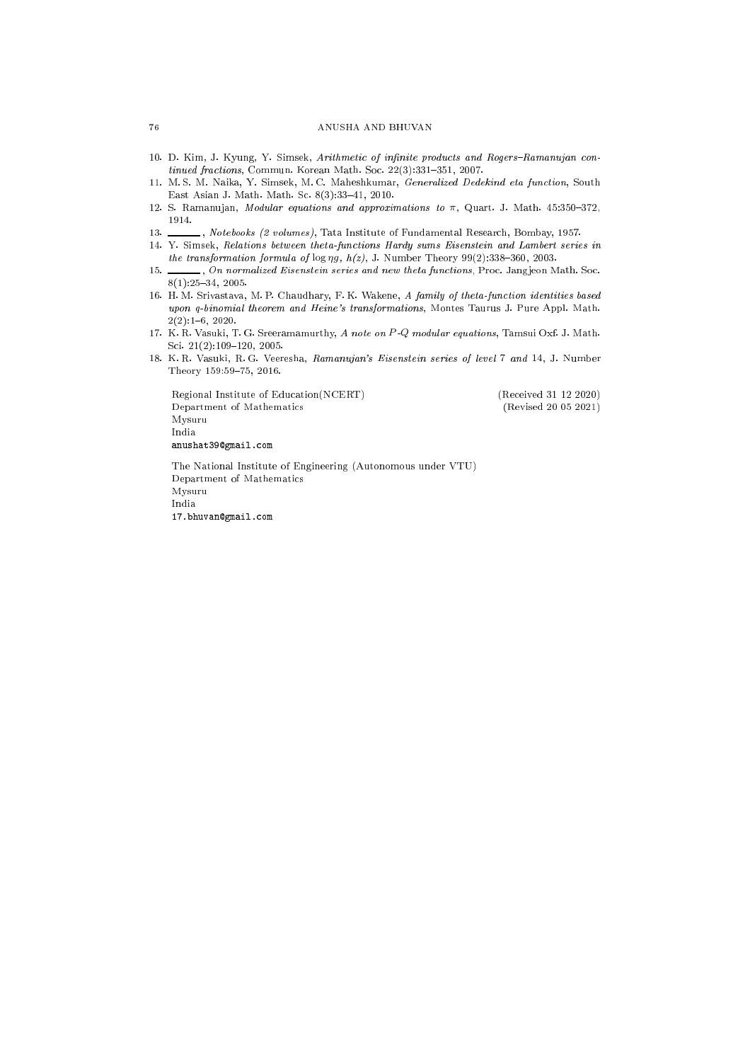10. D. Kim, J. Kyung, Y. Simsek, *Arithmetic of infinite products and Rogers–Ramanujan continued fractions*, Commun. Korean Math. Soc. 22(3):331–351, 2007.
11. M. S. M. Naika, Y. Simsek, M. C. Maheshkumar, *Generalized Dedekind eta function*, South East Asian J. Math. Math. Sc. 8(3):33–41, 2010.
12. S. Ramanujan, *Modular equations and approximations to* $\pi$, Quart. J. Math. 45:350–372, 1914.
13. ______, *Notebooks (2 volumes)*, Tata Institute of Fundamental Research, Bombay, 1957.
14. Y. Simsek, *Relations between theta-functions Hardy sums Eisenstein and Lambert series in the transformation formula of* $\log \eta g$, $h(z)$, J. Number Theory 99(2):338–360, 2003.
15. ______, *On normalized Eisenstein series and new theta functions*, Proc. Jangjeon Math. Soc. 8(1):25–34, 2005.
16. H. M. Srivastava, M. P. Chaudhary, F. K. Wakene, *A family of theta-function identities based upon q-binomial theorem and Heine's transformations*, Montes Taurus J. Pure Appl. Math. 2(2):1–6, 2020.
17. K. R. Vasuki, T. G. Sreeramamurthy, *A note on P-Q modular equations*, Tamsui Oxf. J. Math. Sci. 21(2):109–120, 2005.
18. K. R. Vasuki, R. G. Veeresha, *Ramanujan's Eisenstein series of level* 7 *and* 14, J. Number Theory 159:59–75, 2016.

Regional Institute of Education(NCERT)
Department of Mathematics
Mysuru
India
anushat39@gmail.com

(Received 31 12 2020)
(Revised 20 05 2021)

The National Institute of Engineering (Autonomous under VTU)
Department of Mathematics
Mysuru
India
17.bhuvan@gmail.com